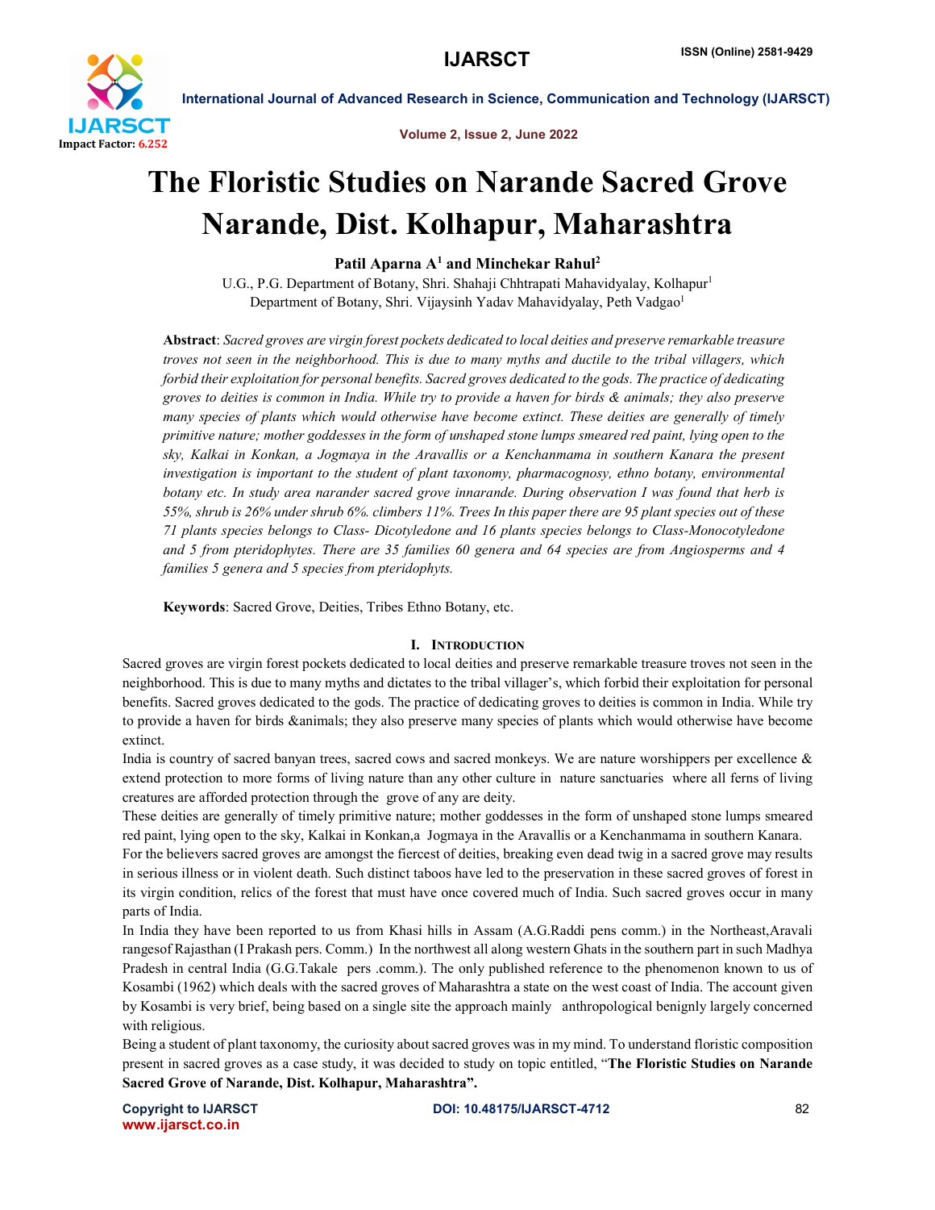# The Floristic Studies on Narande Sacred Grove Narande, Dist. Kolhapur, Maharashtra

**Patil Aparna A[1] and Minchekar Rahul[2]**

U.G., P.G. Department of Botany, Shri. Shahaji Chhtrapati Mahavidyalay, Kolhapur[1]
Department of Botany, Shri. Vijaysinh Yadav Mahavidyalay, Peth Vadgao[1]

**Abstract**: *Sacred groves are virgin forest pockets dedicated to local deities and preserve remarkable treasure troves not seen in the neighborhood. This is due to many myths and ductile to the tribal villagers, which forbid their exploitation for personal benefits. Sacred groves dedicated to the gods. The practice of dedicating groves to deities is common in India. While try to provide a haven for birds & animals; they also preserve many species of plants which would otherwise have become extinct. These deities are generally of timely primitive nature; mother goddesses in the form of unshaped stone lumps smeared red paint, lying open to the sky, Kalkai in Konkan, a Jogmaya in the Aravallis or a Kenchanmama in southern Kanara the present investigation is important to the student of plant taxonomy, pharmacognosy, ethno botany, environmental botany etc. In study area narander sacred grove innarande. During observation I was found that herb is 55%, shrub is 26% under shrub 6%. climbers 11%. Trees In this paper there are 95 plant species out of these 71 plants species belongs to Class- Dicotyledone and 16 plants species belongs to Class-Monocotyledone and 5 from pteridophytes. There are 35 families 60 genera and 64 species are from Angiosperms and 4 families 5 genera and 5 species from pteridophyts.*

**Keywords**: Sacred Grove, Deities, Tribes Ethno Botany, etc.

## I. Introduction

Sacred groves are virgin forest pockets dedicated to local deities and preserve remarkable treasure troves not seen in the neighborhood. This is due to many myths and dictates to the tribal villager's, which forbid their exploitation for personal benefits. Sacred groves dedicated to the gods. The practice of dedicating groves to deities is common in India. While try to provide a haven for birds &animals; they also preserve many species of plants which would otherwise have become extinct.

India is country of sacred banyan trees, sacred cows and sacred monkeys. We are nature worshippers per excellence & extend protection to more forms of living nature than any other culture in nature sanctuaries where all ferns of living creatures are afforded protection through the grove of any are deity.

These deities are generally of timely primitive nature; mother goddesses in the form of unshaped stone lumps smeared red paint, lying open to the sky, Kalkai in Konkan,a Jogmaya in the Aravallis or a Kenchanmama in southern Kanara.

For the believers sacred groves are amongst the fiercest of deities, breaking even dead twig in a sacred grove may results in serious illness or in violent death. Such distinct taboos have led to the preservation in these sacred groves of forest in its virgin condition, relics of the forest that must have once covered much of India. Such sacred groves occur in many parts of India.

In India they have been reported to us from Khasi hills in Assam (A.G.Raddi pens comm.) in the Northeast,Aravali rangesof Rajasthan (I Prakash pers. Comm.) In the northwest all along western Ghats in the southern part in such Madhya Pradesh in central India (G.G.Takale pers .comm.). The only published reference to the phenomenon known to us of Kosambi (1962) which deals with the sacred groves of Maharashtra a state on the west coast of India. The account given by Kosambi is very brief, being based on a single site the approach mainly anthropological benignly largely concerned with religious.

Being a student of plant taxonomy, the curiosity about sacred groves was in my mind. To understand floristic composition present in sacred groves as a case study, it was decided to study on topic entitled, "**The Floristic Studies on Narande Sacred Grove of Narande, Dist. Kolhapur, Maharashtra**".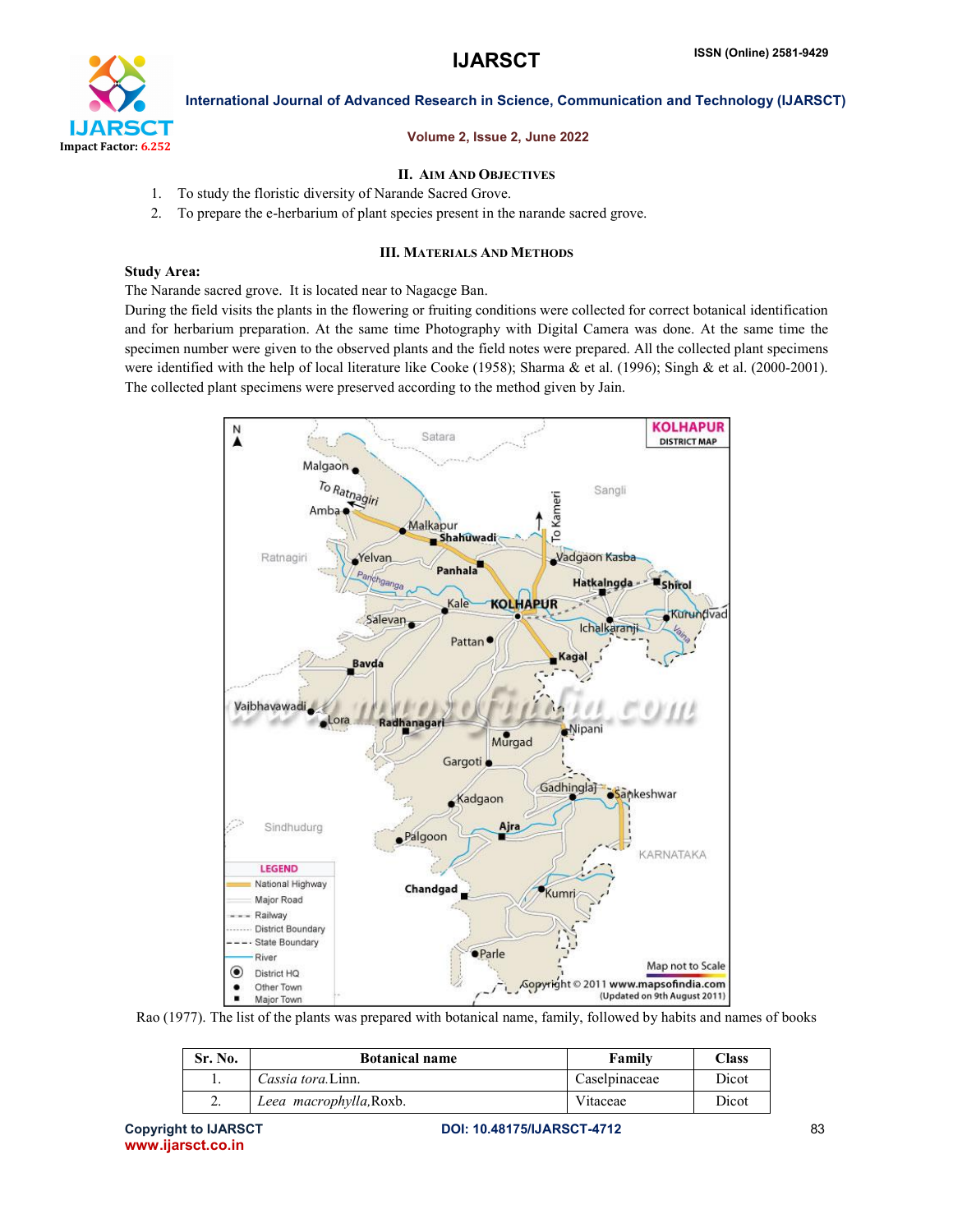## II. Aim And Objectives

1. To study the floristic diversity of Narande Sacred Grove.
2. To prepare the e-herbarium of plant species present in the narande sacred grove.

## III. Materials And Methods

**Study Area:**

The Narande sacred grove. It is located near to Nagacge Ban.

During the field visits the plants in the flowering or fruiting conditions were collected for correct botanical identification and for herbarium preparation. At the same time Photography with Digital Camera was done. At the same time the specimen number were given to the observed plants and the field notes were prepared. All the collected plant specimens were identified with the help of local literature like Cooke (1958); Sharma & et al. (1996); Singh & et al. (2000-2001). The collected plant specimens were preserved according to the method given by Jain.

Rao (1977). The list of the plants was prepared with botanical name, family, followed by habits and names of books

| Sr. No. | Botanical name | Family | Class |
|---|---|---|---|
| 1. | *Cassia tora.*Linn. | Caselpinaceae | Dicot |
| 2. | *Leea macrophylla,*Roxb. | Vitaceae | Dicot |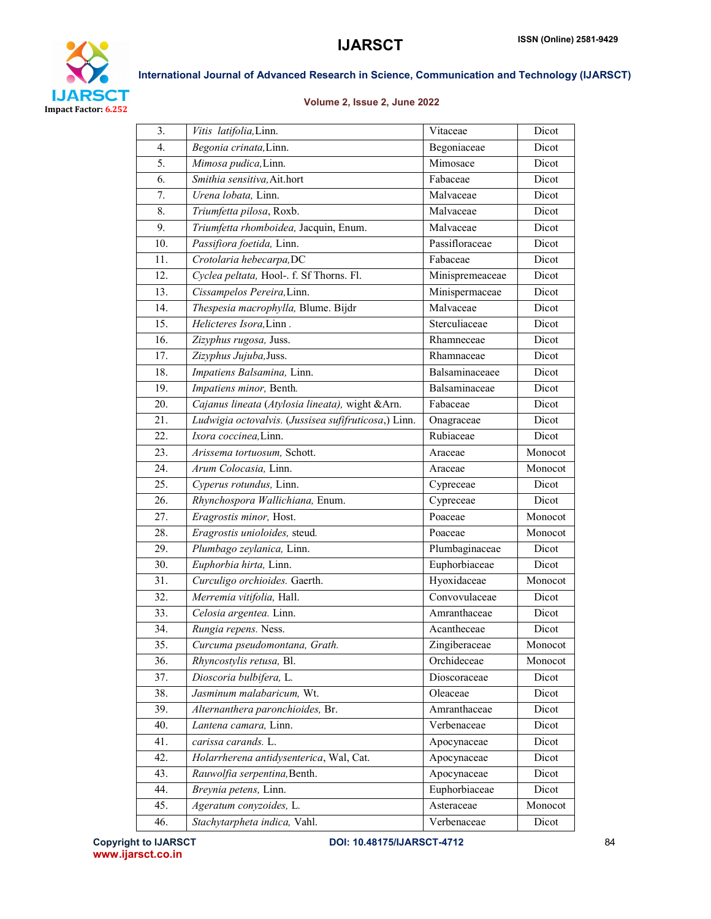| 3. | *Vitis latifolia,*Linn. | Vitaceae | Dicot |
|---|---|---|---|
| 4. | *Begonia crinata,*Linn. | Begoniaceae | Dicot |
| 5. | *Mimosa pudica,*Linn. | Mimosace | Dicot |
| 6. | *Smithia sensitiva,*Ait.hort | Fabaceae | Dicot |
| 7. | *Urena lobata,* Linn. | Malvaceae | Dicot |
| 8. | *Triumfetta pilosa*, Roxb. | Malvaceae | Dicot |
| 9. | *Triumfetta rhomboidea,* Jacquin, Enum. | Malvaceae | Dicot |
| 10. | *Passifiora foetida,* Linn. | Passifloraceae | Dicot |
| 11. | *Crotolaria hebecarpa,*DC | Fabaceae | Dicot |
| 12. | *Cyclea peltata,* Hool-. f. Sf Thorns. Fl. | Minispremeaceae | Dicot |
| 13. | *Cissampelos Pereira,*Linn. | Minispermaceae | Dicot |
| 14. | *Thespesia macrophylla,* Blume. Bijdr | Malvaceae | Dicot |
| 15. | *Helicteres Isora,*Linn . | Sterculiaceae | Dicot |
| 16. | *Zizyphus rugosa,* Juss. | Rhamneceae | Dicot |
| 17. | *Zizyphus Jujuba,*Juss. | Rhamnaceae | Dicot |
| 18. | *Impatiens Balsamina,* Linn. | Balsaminaceaee | Dicot |
| 19. | *Impatiens minor,* Benth. | Balsaminaceae | Dicot |
| 20. | *Cajanus lineata* (*Atylosia lineata),* wight &Arn. | Fabaceae | Dicot |
| 21. | *Ludwigia octovalvis.* (*Jussisea sufifruticosa*,) Linn. | Onagraceae | Dicot |
| 22. | *Ixora coccinea,*Linn. | Rubiaceae | Dicot |
| 23. | *Arissema tortuosum,* Schott. | Araceae | Monocot |
| 24. | *Arum Colocasia,* Linn. | Araceae | Monocot |
| 25. | *Cyperus rotundus,* Linn. | Cypreceae | Dicot |
| 26. | *Rhynchospora Wallichiana,* Enum. | Cypreceae | Dicot |
| 27. | *Eragrostis minor,* Host. | Poaceae | Monocot |
| 28. | *Eragrostis unioloides,* steud. | Poaceae | Monocot |
| 29. | *Plumbago zeylanica,* Linn. | Plumbaginaceae | Dicot |
| 30. | *Euphorbia hirta,* Linn. | Euphorbiaceae | Dicot |
| 31. | *Curculigo orchioides.* Gaerth. | Hyoxidaceae | Monocot |
| 32. | *Merremia vitifolia,* Hall. | Convovulaceae | Dicot |
| 33. | *Celosia argentea.* Linn. | Amranthaceae | Dicot |
| 34. | *Rungia repens.* Ness. | Acantheceae | Dicot |
| 35. | *Curcuma pseudomontana, Grath.* | Zingiberaceae | Monocot |
| 36. | *Rhyncostylis retusa,* Bl. | Orchideceae | Monocot |
| 37. | *Dioscoria bulbifera,* L. | Dioscoraceae | Dicot |
| 38. | *Jasminum malabaricum,* Wt. | Oleaceae | Dicot |
| 39. | *Alternanthera paronchioides,* Br. | Amranthaceae | Dicot |
| 40. | *Lantena camara,* Linn. | Verbenaceae | Dicot |
| 41. | *carissa carands.* L. | Apocynaceae | Dicot |
| 42. | *Holarrherena antidysenterica*, Wal, Cat. | Apocynaceae | Dicot |
| 43. | *Rauwolfia serpentina,*Benth. | Apocynaceae | Dicot |
| 44. | *Breynia petens,* Linn. | Euphorbiaceae | Dicot |
| 45. | *Ageratum conyzoides,* L. | Asteraceae | Monocot |
| 46. | *Stachytarpheta indica,* Vahl. | Verbenaceae | Dicot |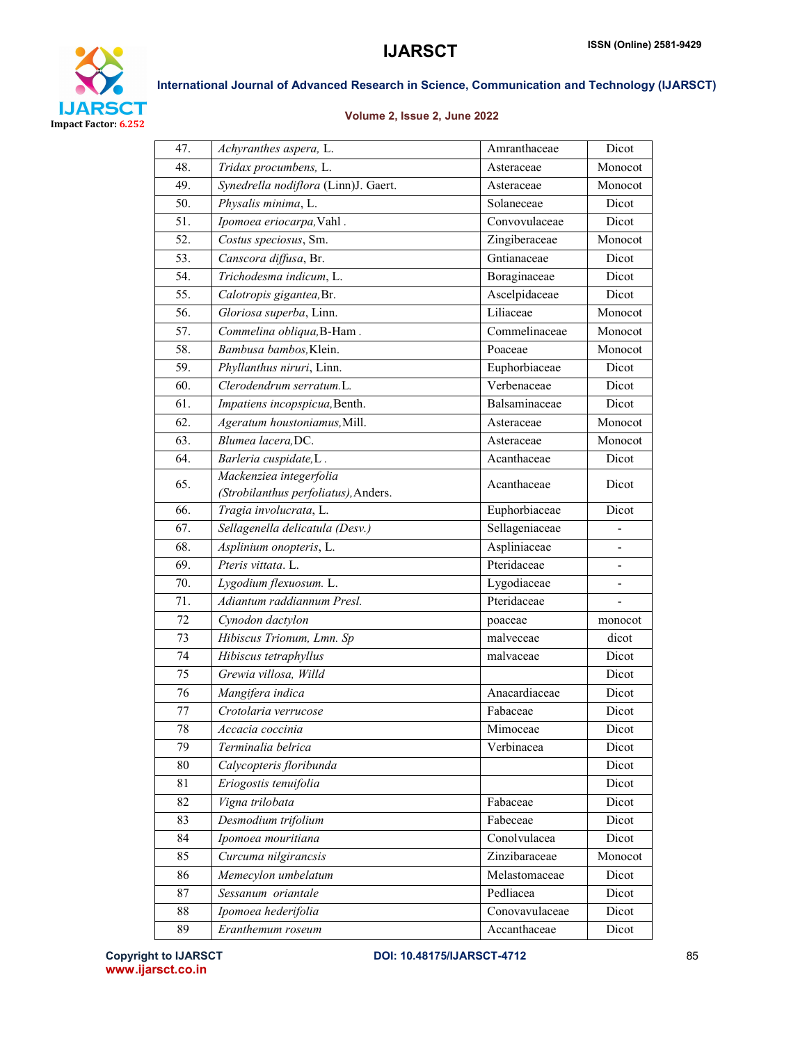| 47. | *Achyranthes aspera,* L. | Amranthaceae | Dicot |
|---|---|---|---|
| 48. | *Tridax procumbens,* L. | Asteraceae | Monocot |
| 49. | *Synedrella nodiflora* (Linn)J. Gaert. | Asteraceae | Monocot |
| 50. | *Physalis minima*, L. | Solaneceae | Dicot |
| 51. | *Ipomoea eriocarpa,*Vahl . | Convovulaceae | Dicot |
| 52. | *Costus speciosus*, Sm. | Zingiberaceae | Monocot |
| 53. | *Canscora diffusa*, Br. | Gntianaceae | Dicot |
| 54. | *Trichodesma indicum*, L. | Boraginaceae | Dicot |
| 55. | *Calotropis gigantea,*Br. | Ascelpidaceae | Dicot |
| 56. | *Gloriosa superba*, Linn. | Liliaceae | Monocot |
| 57. | *Commelina obliqua,*B-Ham . | Commelinaceae | Monocot |
| 58. | *Bambusa bambos,*Klein. | Poaceae | Monocot |
| 59. | *Phyllanthus niruri*, Linn. | Euphorbiaceae | Dicot |
| 60. | *Clerodendrum serratum.*L. | Verbenaceae | Dicot |
| 61. | *Impatiens incopspicua,*Benth. | Balsaminaceae | Dicot |
| 62. | *Ageratum houstoniamus,*Mill. | Asteraceae | Monocot |
| 63. | *Blumea lacera,*DC. | Asteraceae | Monocot |
| 64. | *Barleria cuspidate,*L . | Acanthaceae | Dicot |
| 65. | *Mackenziea integerfolia (Strobilanthus perfoliatus),*Anders. | Acanthaceae | Dicot |
| 66. | *Tragia involucrata*, L. | Euphorbiaceae | Dicot |
| 67. | *Sellagenella delicatula (Desv.)* | Sellageniaceae | - |
| 68. | *Asplinium onopteris*, L. | Aspliniaceae | - |
| 69. | *Pteris vittata*. L. | Pteridaceae | - |
| 70. | *Lygodium flexuosum.* L. | Lygodiaceae | - |
| 71. | *Adiantum raddiannum Presl.* | Pteridaceae | - |
| 72 | *Cynodon dactylon* | poaceae | monocot |
| 73 | *Hibiscus Trionum, Lmn. Sp* | malveceae | dicot |
| 74 | *Hibiscus tetraphyllus* | malvaceae | Dicot |
| 75 | *Grewia villosa, Willd* | | Dicot |
| 76 | *Mangifera indica* | Anacardiaceae | Dicot |
| 77 | *Crotolaria verrucose* | Fabaceae | Dicot |
| 78 | *Accacia coccinia* | Mimoceae | Dicot |
| 79 | *Terminalia belrica* | Verbinacea | Dicot |
| 80 | *Calycopteris floribunda* | | Dicot |
| 81 | *Eriogostis tenuifolia* | | Dicot |
| 82 | *Vigna trilobata* | Fabaceae | Dicot |
| 83 | *Desmodium trifolium* | Fabeceae | Dicot |
| 84 | *Ipomoea mouritiana* | Conolvulacea | Dicot |
| 85 | *Curcuma nilgirancsis* | Zinzibaraceae | Monocot |
| 86 | *Memecylon umbelatum* | Melastomaceae | Dicot |
| 87 | *Sessanum oriantale* | Pedliacea | Dicot |
| 88 | *Ipomoea hederifolia* | Conovavulaceae | Dicot |
| 89 | *Eranthemum roseum* | Accanthaceae | Dicot |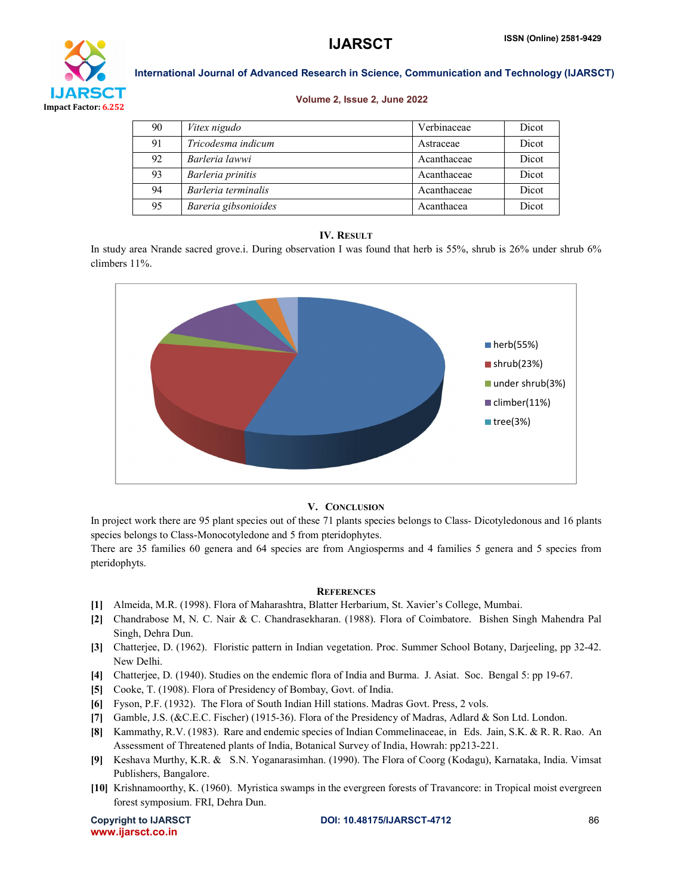| 90 | *Vitex nigudo* | Verbinaceae | Dicot |
|---|---|---|---|
| 91 | *Tricodesma indicum* | Astraceae | Dicot |
| 92 | *Barleria lawwi* | Acanthaceae | Dicot |
| 93 | *Barleria prinitis* | Acanthaceae | Dicot |
| 94 | *Barleria terminalis* | Acanthaceae | Dicot |
| 95 | *Bareria gibsonioides* | Acanthacea | Dicot |

## IV. Result

In study area Nrande sacred grove.i. During observation I was found that herb is 55%, shrub is 26% under shrub 6% climbers 11%.

herb(55%)
shrub(23%)
under shrub(3%)
climber(11%)
tree(3%)

## V. Conclusion

In project work there are 95 plant species out of these 71 plants species belongs to Class- Dicotyledonous and 16 plants species belongs to Class-Monocotyledone and 5 from pteridophytes.

There are 35 families 60 genera and 64 species are from Angiosperms and 4 families 5 genera and 5 species from pteridophyts.

## References

- [1] Almeida, M.R. (1998). Flora of Maharashtra, Blatter Herbarium, St. Xavier's College, Mumbai.
- [2] Chandrabose M, N. C. Nair & C. Chandrasekharan. (1988). Flora of Coimbatore. Bishen Singh Mahendra Pal Singh, Dehra Dun.
- [3] Chatterjee, D. (1962). Floristic pattern in Indian vegetation. Proc. Summer School Botany, Darjeeling, pp 32-42. New Delhi.
- [4] Chatterjee, D. (1940). Studies on the endemic flora of India and Burma. J. Asiat. Soc. Bengal 5: pp 19-67.
- [5] Cooke, T. (1908). Flora of Presidency of Bombay, Govt. of India.
- [6] Fyson, P.F. (1932). The Flora of South Indian Hill stations. Madras Govt. Press, 2 vols.
- [7] Gamble, J.S. (&C.E.C. Fischer) (1915-36). Flora of the Presidency of Madras, Adlard & Son Ltd. London.
- [8] Kammathy, R.V. (1983). Rare and endemic species of Indian Commelinaceae, in Eds. Jain, S.K. & R. R. Rao. An Assessment of Threatened plants of India, Botanical Survey of India, Howrah: pp213-221.
- [9] Keshava Murthy, K.R. & S.N. Yoganarasimhan. (1990). The Flora of Coorg (Kodagu), Karnataka, India. Vimsat Publishers, Bangalore.
- [10] Krishnamoorthy, K. (1960). Myristica swamps in the evergreen forests of Travancore: in Tropical moist evergreen forest symposium. FRI, Dehra Dun.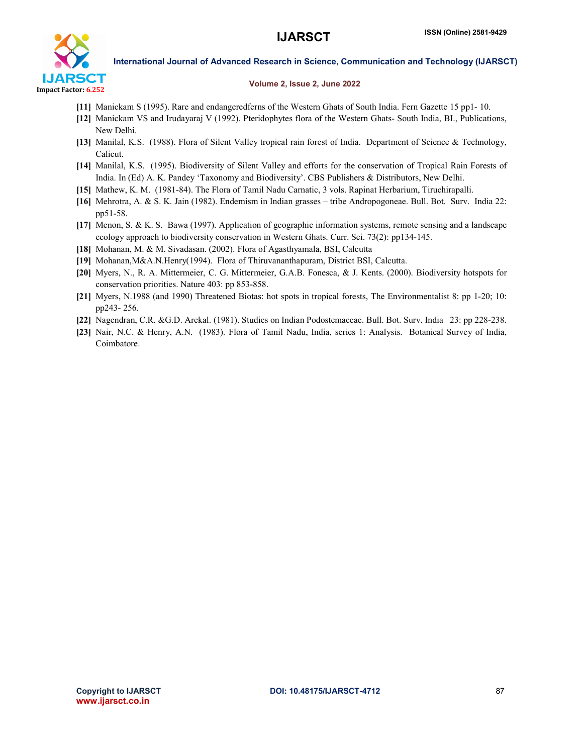[11] Manickam S (1995). Rare and endangeredferns of the Western Ghats of South India. Fern Gazette 15 pp1- 10.

[12] Manickam VS and Irudayaraj V (1992). Pteridophytes flora of the Western Ghats- South India, BI., Publications, New Delhi.

[13] Manilal, K.S. (1988). Flora of Silent Valley tropical rain forest of India. Department of Science & Technology, Calicut.

[14] Manilal, K.S. (1995). Biodiversity of Silent Valley and efforts for the conservation of Tropical Rain Forests of India. In (Ed) A. K. Pandey 'Taxonomy and Biodiversity'. CBS Publishers & Distributors, New Delhi.

[15] Mathew, K. M. (1981-84). The Flora of Tamil Nadu Carnatic, 3 vols. Rapinat Herbarium, Tiruchirapalli.

[16] Mehrotra, A. & S. K. Jain (1982). Endemism in Indian grasses – tribe Andropogoneae. Bull. Bot. Surv. India 22: pp51-58.

[17] Menon, S. & K. S. Bawa (1997). Application of geographic information systems, remote sensing and a landscape ecology approach to biodiversity conservation in Western Ghats. Curr. Sci. 73(2): pp134-145.

[18] Mohanan, M. & M. Sivadasan. (2002). Flora of Agasthyamala, BSI, Calcutta

[19] Mohanan,M&A.N.Henry(1994). Flora of Thiruvananthapuram, District BSI, Calcutta.

[20] Myers, N., R. A. Mittermeier, C. G. Mittermeier, G.A.B. Fonesca, & J. Kents. (2000). Biodiversity hotspots for conservation priorities. Nature 403: pp 853-858.

[21] Myers, N.1988 (and 1990) Threatened Biotas: hot spots in tropical forests, The Environmentalist 8: pp 1-20; 10: pp243- 256.

[22] Nagendran, C.R. &G.D. Arekal. (1981). Studies on Indian Podostemaceae. Bull. Bot. Surv. India 23: pp 228-238.

[23] Nair, N.C. & Henry, A.N. (1983). Flora of Tamil Nadu, India, series 1: Analysis. Botanical Survey of India, Coimbatore.